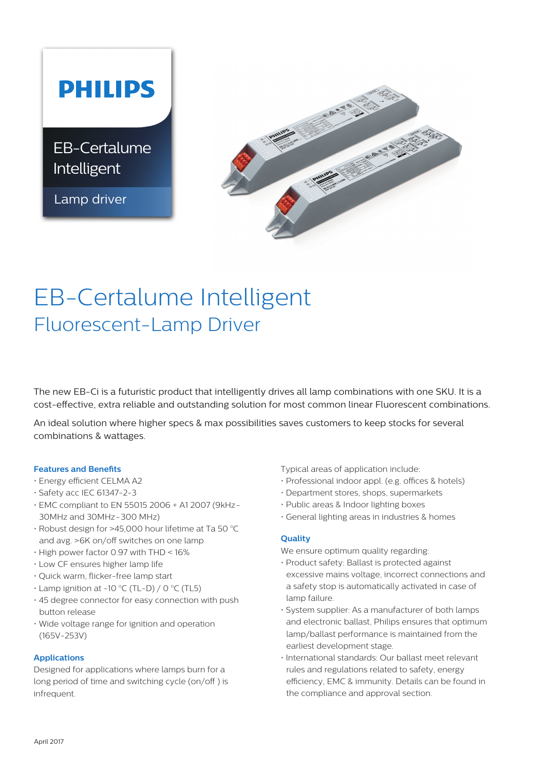PHILIPS

EB-Certalume Intelligent

Lamp driver

# EB-Certalume Intelligent

## Fluorescent-Lamp Driver

The new EB-Ci is a futuristic product that intelligently drives all lamp combinations with one SKU. It is a cost-effective, extra reliable and outstanding solution for most common linear Fluorescent combinations.

An ideal solution where higher specs & max possibilities saves customers to keep stocks for several combinations & wattages.

### Features and Benefits

- Energy efficient CELMA A2
- Safety acc IEC 61347-2-3
- EMC compliant to EN 55015 2006 + A1 2007 (9kHz-30MHz and 30MHz-300 MHz)
- Robust design for >45,000 hour lifetime at Ta 50 °C and avg. >6K on/off switches on one lamp
- High power factor 0.97 with THD < 16%
- Low CF ensures higher lamp life
- Quick warm, flicker-free lamp start
- Lamp ignition at -10 °C (TL-D) / 0 °C (TL5)
- 45 degree connector for easy connection with push button release
- Wide voltage range for ignition and operation (165V-253V)

### Applications

Designed for applications where lamps burn for a long period of time and switching cycle (on/off ) is infrequent.

Typical areas of application include:

- Professional indoor appl. (e.g. offices & hotels)
- Department stores, shops, supermarkets
- Public areas & Indoor lighting boxes
- General lighting areas in industries & homes

### Quality

We ensure optimum quality regarding:

- Product safety: Ballast is protected against excessive mains voltage, incorrect connections and a safety stop is automatically activated in case of lamp failure.
- System supplier: As a manufacturer of both lamps and electronic ballast, Philips ensures that optimum lamp/ballast performance is maintained from the earliest development stage.
- International standards: Our ballast meet relevant rules and regulations related to safety, energy efficiency, EMC & immunity. Details can be found in the compliance and approval section.

April 2017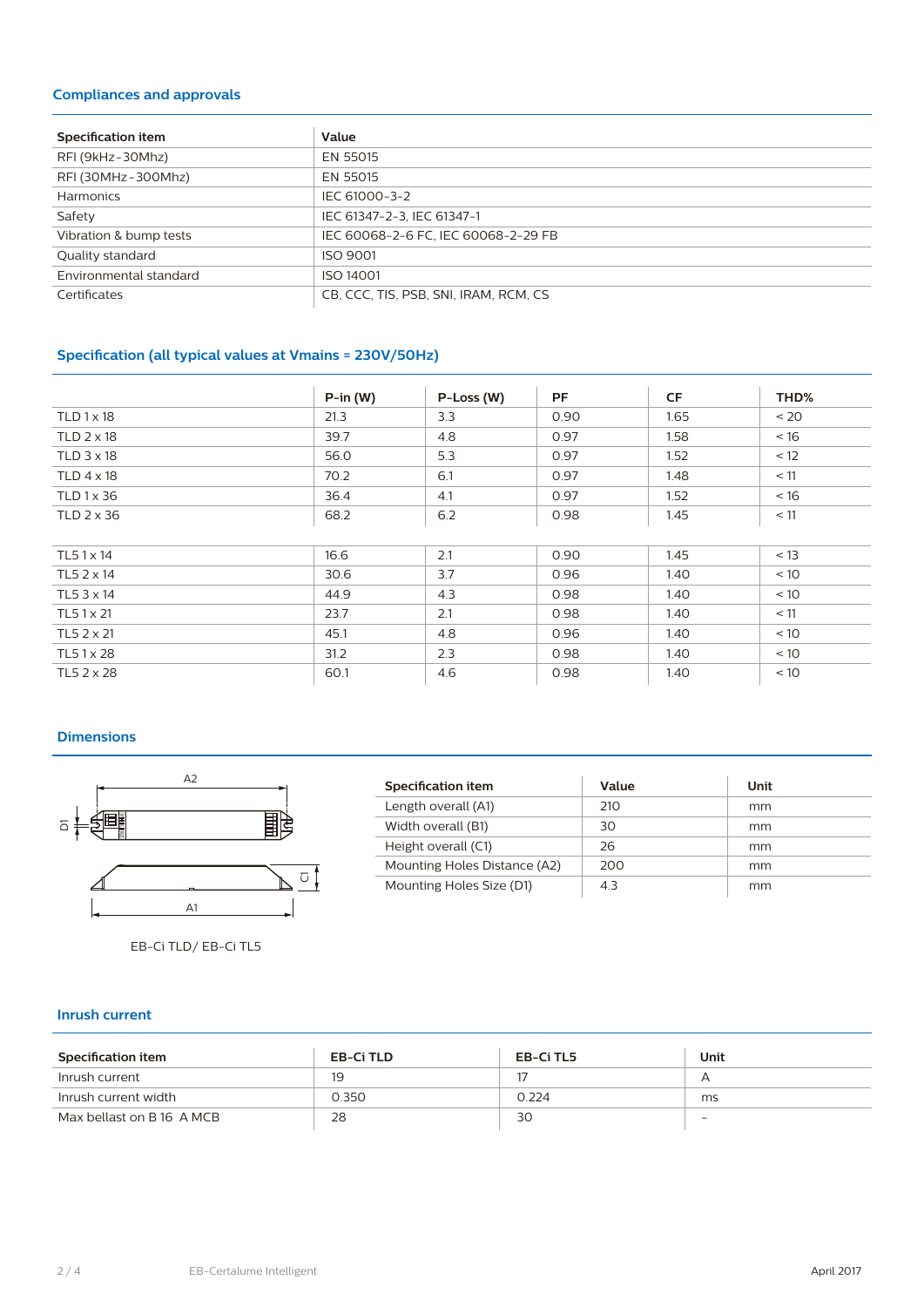## Compliances and approvals

| Specification item | Value |
|---|---|
| RFI (9kHz-30Mhz) | EN 55015 |
| RFI (30MHz-300Mhz) | EN 55015 |
| Harmonics | IEC 61000-3-2 |
| Safety | IEC 61347-2-3, IEC 61347-1 |
| Vibration & bump tests | IEC 60068-2-6 FC, IEC 60068-2-29 FB |
| Quality standard | ISO 9001 |
| Environmental standard | ISO 14001 |
| Certificates | CB, CCC, TIS, PSB, SNI, IRAM, RCM, CS |

## Specification (all typical values at Vmains = 230V/50Hz)

| | P-in (W) | P-Loss (W) | PF | CF | THD% |
|---|---|---|---|---|---|
| TLD 1 x 18 | 21.3 | 3.3 | 0.90 | 1.65 | < 20 |
| TLD 2 x 18 | 39.7 | 4.8 | 0.97 | 1.58 | < 16 |
| TLD 3 x 18 | 56.0 | 5.3 | 0.97 | 1.52 | < 12 |
| TLD 4 x 18 | 70.2 | 6.1 | 0.97 | 1.48 | < 11 |
| TLD 1 x 36 | 36.4 | 4.1 | 0.97 | 1.52 | < 16 |
| TLD 2 x 36 | 68.2 | 6.2 | 0.98 | 1.45 | < 11 |
| | | | | | |
| TL5 1 x 14 | 16.6 | 2.1 | 0.90 | 1.45 | < 13 |
| TL5 2 x 14 | 30.6 | 3.7 | 0.96 | 1.40 | < 10 |
| TL5 3 x 14 | 44.9 | 4.3 | 0.98 | 1.40 | < 10 |
| TL5 1 x 21 | 23.7 | 2.1 | 0.98 | 1.40 | < 11 |
| TL5 2 x 21 | 45.1 | 4.8 | 0.96 | 1.40 | < 10 |
| TL5 1 x 28 | 31.2 | 2.3 | 0.98 | 1.40 | < 10 |
| TL5 2 x 28 | 60.1 | 4.6 | 0.98 | 1.40 | < 10 |

## Dimensions

A2

D1

C1

A1

EB-Ci TLD/ EB-Ci TL5

| Specification item | Value | Unit |
|---|---|---|
| Length overall (A1) | 210 | mm |
| Width overall (B1) | 30 | mm |
| Height overall (C1) | 26 | mm |
| Mounting Holes Distance (A2) | 200 | mm |
| Mounting Holes Size (D1) | 4.3 | mm |

## Inrush current

| Specification item | EB-Ci TLD | EB-Ci TL5 | Unit |
|---|---|---|---|
| Inrush current | 19 | 17 | A |
| Inrush current width | 0.350 | 0.224 | ms |
| Max bellast on B 16 A MCB | 28 | 30 | - |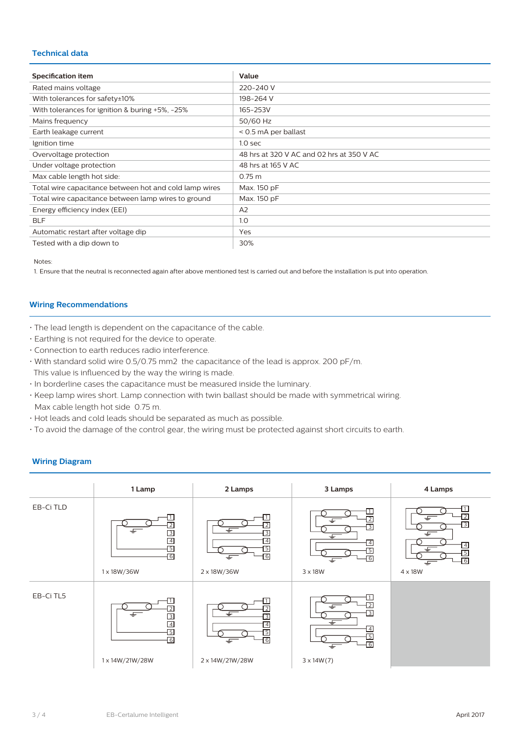## Technical data

| Specification item | Value |
|---|---|
| Rated mains voltage | 220-240 V |
| With tolerances for safety±10% | 198-264 V |
| With tolerances for ignition & buring +5%, -25% | 165-253V |
| Mains frequency | 50/60 Hz |
| Earth leakage current | < 0.5 mA per ballast |
| Ignition time | 1.0 sec |
| Overvoltage protection | 48 hrs at 320 V AC and 02 hrs at 350 V AC |
| Under voltage protection | 48 hrs at 165 V AC |
| Max cable length hot side: | 0.75 m |
| Total wire capacitance between hot and cold lamp wires | Max. 150 pF |
| Total wire capacitance between lamp wires to ground | Max. 150 pF |
| Energy efficiency index (EEI) | A2 |
| BLF | 1.0 |
| Automatic restart after voltage dip | Yes |
| Tested with a dip down to | 30% |

Notes:

1. Ensure that the neutral is reconnected again after above mentioned test is carried out and before the installation is put into operation.

## Wiring Recommendations

- The lead length is dependent on the capacitance of the cable.
- Earthing is not required for the device to operate.
- Connection to earth reduces radio interference.
- With standard solid wire 0.5/0.75 mm2 the capacitance of the lead is approx. 200 pF/m. This value is influenced by the way the wiring is made.
- In borderline cases the capacitance must be measured inside the luminary.
- Keep lamp wires short. Lamp connection with twin ballast should be made with symmetrical wiring. Max cable length hot side 0.75 m.
- Hot leads and cold leads should be separated as much as possible.
- To avoid the damage of the control gear, the wiring must be protected against short circuits to earth.

## Wiring Diagram

| | 1 Lamp | 2 Lamps | 3 Lamps | 4 Lamps |
|---|---|---|---|---|
| EB-Ci TLD | 1 x 18W/36W | 2 x 18W/36W | 3 x 18W | 4 x 18W |
| EB-Ci TL5 | 1 x 14W/21W/28W | 2 x 14W/21W/28W | 3 x 14W(7) | |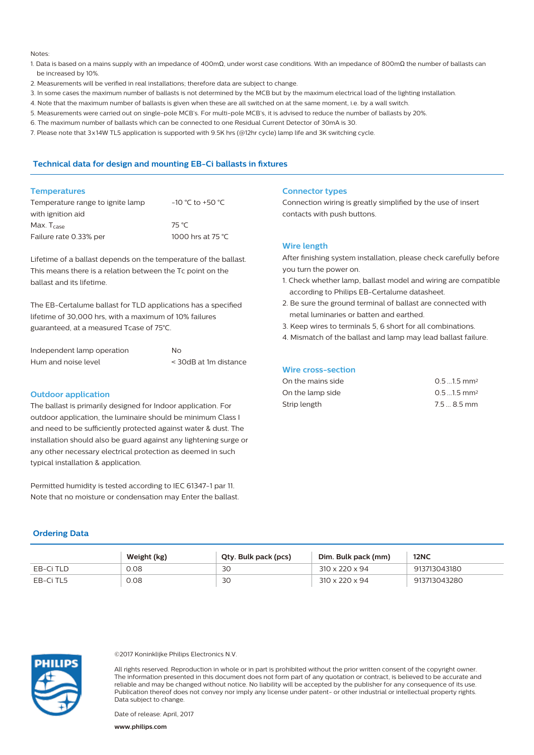Notes:

1. Data is based on a mains supply with an impedance of 400mΩ, under worst case conditions. With an impedance of 800mΩ the number of ballasts can be increased by 10%.
2. Measurements will be verified in real installations; therefore data are subject to change.
3. In some cases the maximum number of ballasts is not determined by the MCB but by the maximum electrical load of the lighting installation.
4. Note that the maximum number of ballasts is given when these are all switched on at the same moment, i.e. by a wall switch.
5. Measurements were carried out on single-pole MCB's. For multi-pole MCB's, it is advised to reduce the number of ballasts by 20%.
6. The maximum number of ballasts which can be connected to one Residual Current Detector of 30mA is 30.
7. Please note that 3x14W TL5 application is supported with 9.5K hrs (@12hr cycle) lamp life and 3K switching cycle.

## Technical data for design and mounting EB-Ci ballasts in fixtures

### Temperatures

| | |
|---|---|
| Temperature range to ignite lamp with ignition aid | -10 °C to +50 °C |
| Max. $T_{case}$ | 75 °C |
| Failure rate 0.33% per | 1000 hrs at 75 °C |

Lifetime of a ballast depends on the temperature of the ballast. This means there is a relation between the Tc point on the ballast and its lifetime.

The EB-Certalume ballast for TLD applications has a specified lifetime of 30,000 hrs, with a maximum of 10% failures guaranteed, at a measured Tcase of 75°C.

| | |
|---|---|
| Independent lamp operation | No |
| Hum and noise level | < 30dB at 1m distance |

### Outdoor application

The ballast is primarily designed for Indoor application. For outdoor application, the luminaire should be minimum Class I and need to be sufficiently protected against water & dust. The installation should also be guard against any lightening surge or any other necessary electrical protection as deemed in such typical installation & application.

Permitted humidity is tested according to IEC 61347-1 par 11. Note that no moisture or condensation may Enter the ballast.

### Connector types

Connection wiring is greatly simplified by the use of insert contacts with push buttons.

### Wire length

After finishing system installation, please check carefully before you turn the power on.

1. Check whether lamp, ballast model and wiring are compatible according to Philips EB-Certalume datasheet.
2. Be sure the ground terminal of ballast are connected with metal luminaries or batten and earthed.
3. Keep wires to terminals 5, 6 short for all combinations.
4. Mismatch of the ballast and lamp may lead ballast failure.

### Wire cross-section

| | |
|---|---|
| On the mains side | 0.5 ...1.5 mm² |
| On the lamp side | 0.5 ...1.5 mm² |
| Strip length | 7.5 ... 8.5 mm |

## Ordering Data

| | Weight (kg) | Qty. Bulk pack (pcs) | Dim. Bulk pack (mm) | 12NC |
|---|---|---|---|---|
| EB-Ci TLD | 0.08 | 30 | 310 x 220 x 94 | 913713043180 |
| EB-Ci TL5 | 0.08 | 30 | 310 x 220 x 94 | 913713043280 |

©2017 Koninklijke Philips Electronics N.V.

All rights reserved. Reproduction in whole or in part is prohibited without the prior written consent of the copyright owner. The information presented in this document does not form part of any quotation or contract, is believed to be accurate and reliable and may be changed without notice. No liability will be accepted by the publisher for any consequence of its use. Publication thereof does not convey nor imply any license under patent- or other industrial or intellectual property rights. Data subject to change.

Date of release: April, 2017

**www.philips.com**